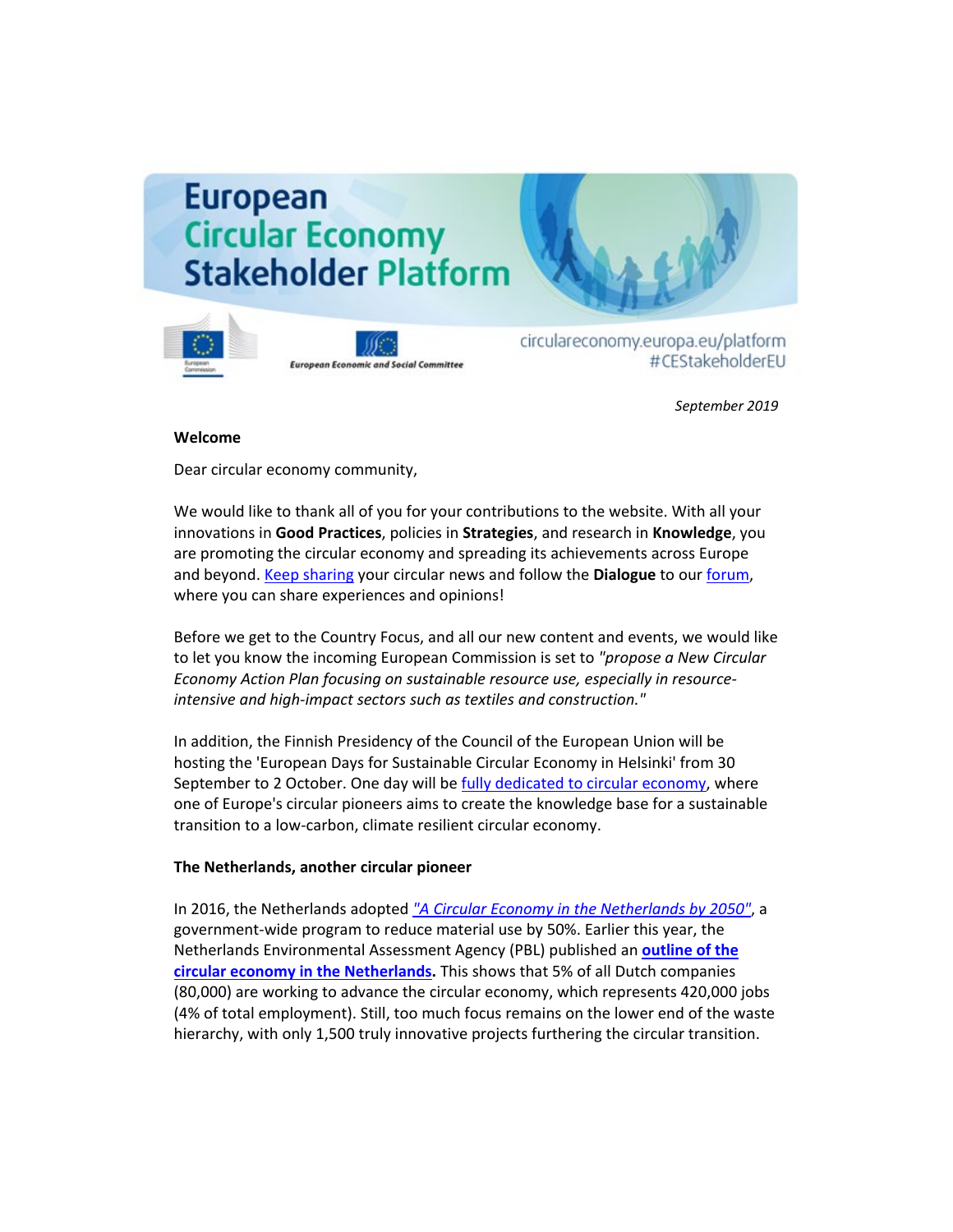# European Circular Economy Stakeholder Platform

circulareconomy.europa.eu/platform
#CEStakeholderEU

*September 2019*

**Welcome**

Dear circular economy community,

We would like to thank all of you for your contributions to the website. With all your innovations in **Good Practices**, policies in **Strategies**, and research in **Knowledge**, you are promoting the circular economy and spreading its achievements across Europe and beyond. Keep sharing your circular news and follow the **Dialogue** to our forum, where you can share experiences and opinions!

Before we get to the Country Focus, and all our new content and events, we would like to let you know the incoming European Commission is set to *"propose a New Circular Economy Action Plan focusing on sustainable resource use, especially in resource-intensive and high-impact sectors such as textiles and construction."*

In addition, the Finnish Presidency of the Council of the European Union will be hosting the 'European Days for Sustainable Circular Economy in Helsinki' from 30 September to 2 October. One day will be fully dedicated to circular economy, where one of Europe's circular pioneers aims to create the knowledge base for a sustainable transition to a low-carbon, climate resilient circular economy.

**The Netherlands, another circular pioneer**

In 2016, the Netherlands adopted *"A Circular Economy in the Netherlands by 2050"*, a government-wide program to reduce material use by 50%. Earlier this year, the Netherlands Environmental Assessment Agency (PBL) published an **outline of the circular economy in the Netherlands.** This shows that 5% of all Dutch companies (80,000) are working to advance the circular economy, which represents 420,000 jobs (4% of total employment). Still, too much focus remains on the lower end of the waste hierarchy, with only 1,500 truly innovative projects furthering the circular transition.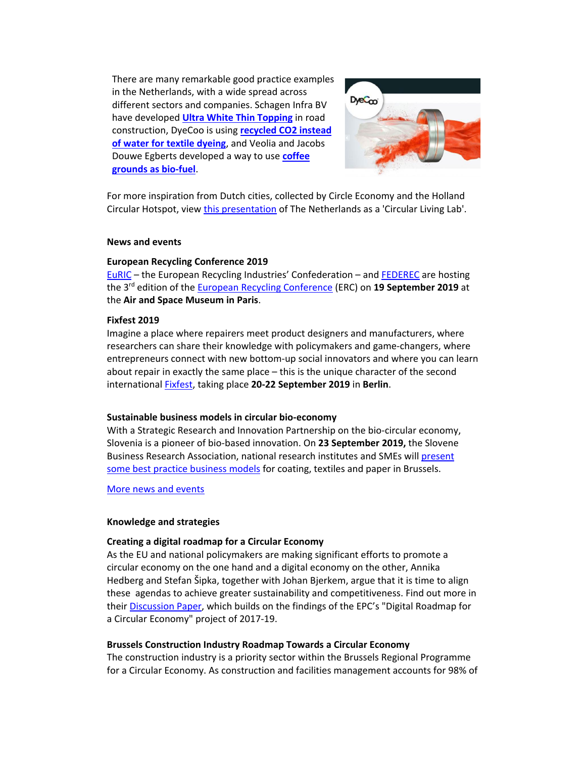There are many remarkable good practice examples in the Netherlands, with a wide spread across different sectors and companies. Schagen Infra BV have developed **Ultra White Thin Topping** in road construction, DyeCoo is using **recycled $CO_2$ instead of water for textile dyeing**, and Veolia and Jacobs Douwe Egberts developed a way to use **coffee grounds as bio-fuel**.

For more inspiration from Dutch cities, collected by Circle Economy and the Holland Circular Hotspot, view this presentation of The Netherlands as a 'Circular Living Lab'.

**News and events**

**European Recycling Conference 2019**

EuRIC – the European Recycling Industries' Confederation – and FEDEREC are hosting the 3rd edition of the European Recycling Conference (ERC) on **19 September 2019** at the **Air and Space Museum in Paris**.

**Fixfest 2019**

Imagine a place where repairers meet product designers and manufacturers, where researchers can share their knowledge with policymakers and game-changers, where entrepreneurs connect with new bottom-up social innovators and where you can learn about repair in exactly the same place – this is the unique character of the second international Fixfest, taking place **20-22 September 2019** in **Berlin**.

**Sustainable business models in circular bio-economy**

With a Strategic Research and Innovation Partnership on the bio-circular economy, Slovenia is a pioneer of bio-based innovation. On **23 September 2019,** the Slovene Business Research Association, national research institutes and SMEs will present some best practice business models for coating, textiles and paper in Brussels.

More news and events

**Knowledge and strategies**

**Creating a digital roadmap for a Circular Economy**

As the EU and national policymakers are making significant efforts to promote a circular economy on the one hand and a digital economy on the other, Annika Hedberg and Stefan Šipka, together with Johan Bjerkem, argue that it is time to align these agendas to achieve greater sustainability and competitiveness. Find out more in their Discussion Paper, which builds on the findings of the EPC's "Digital Roadmap for a Circular Economy" project of 2017-19.

**Brussels Construction Industry Roadmap Towards a Circular Economy**

The construction industry is a priority sector within the Brussels Regional Programme for a Circular Economy. As construction and facilities management accounts for 98% of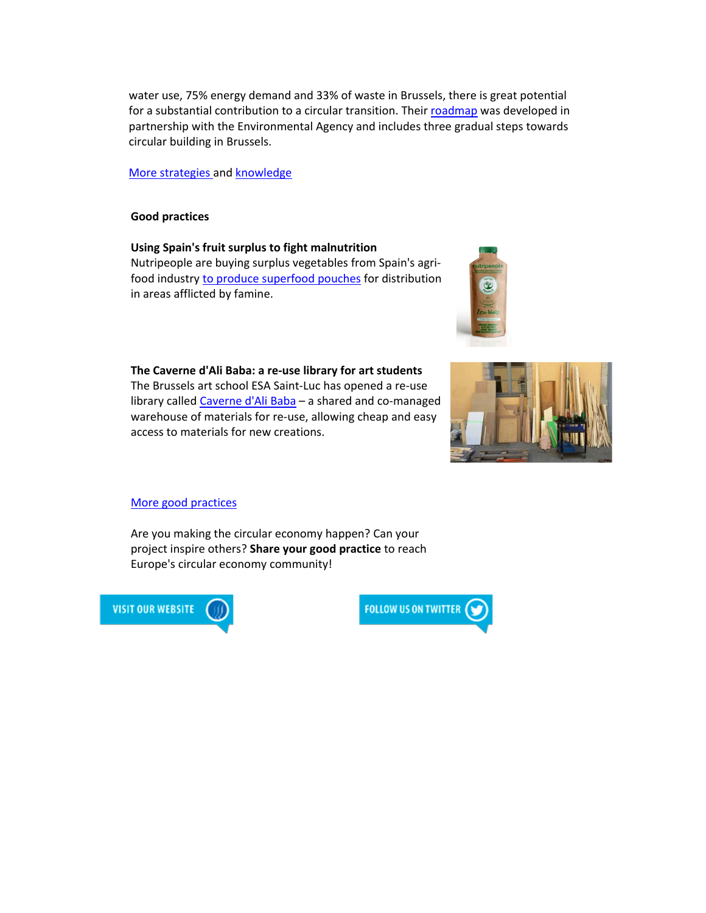water use, 75% energy demand and 33% of waste in Brussels, there is great potential for a substantial contribution to a circular transition. Their roadmap was developed in partnership with the Environmental Agency and includes three gradual steps towards circular building in Brussels.

More strategies and knowledge

**Good practices**

**Using Spain's fruit surplus to fight malnutrition**
Nutripeople are buying surplus vegetables from Spain's agri-food industry to produce superfood pouches for distribution in areas afflicted by famine.

**The Caverne d'Ali Baba: a re-use library for art students**
The Brussels art school ESA Saint-Luc has opened a re-use library called Caverne d'Ali Baba – a shared and co-managed warehouse of materials for re-use, allowing cheap and easy access to materials for new creations.

More good practices

Are you making the circular economy happen? Can your project inspire others? **Share your good practice** to reach Europe's circular economy community!

VISIT OUR WEBSITE

FOLLOW US ON TWITTER